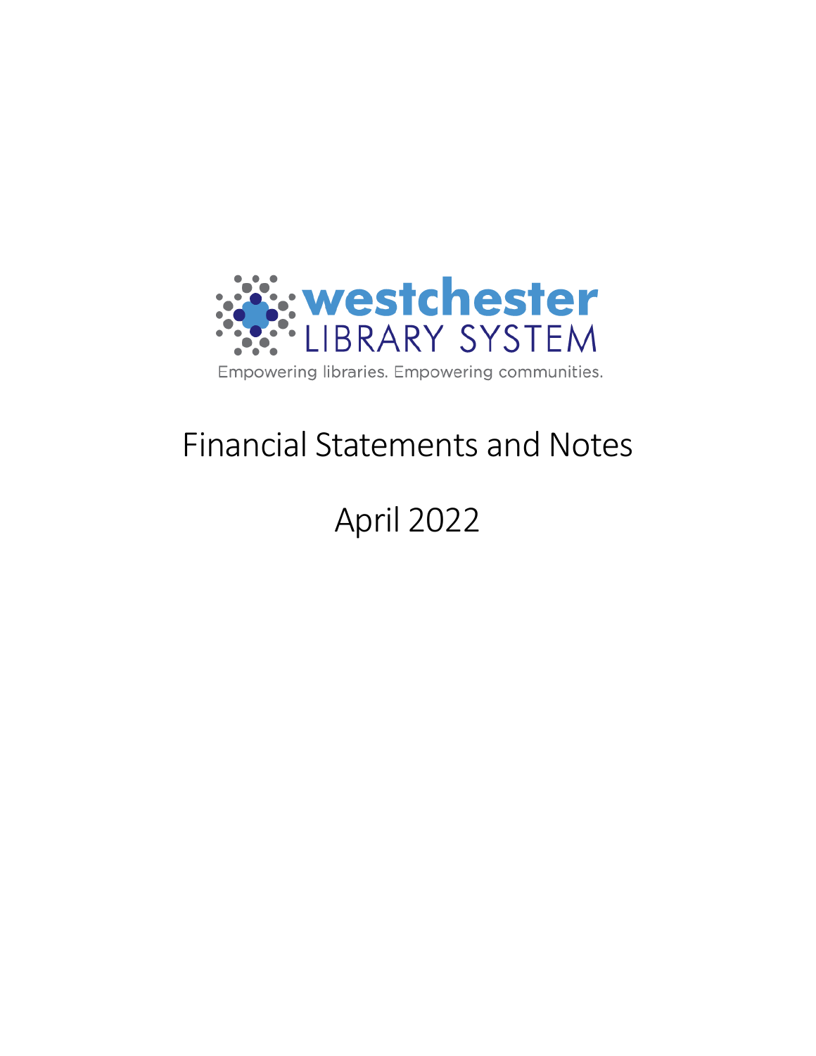westchester
LIBRARY SYSTEM

Empowering libraries. Empowering communities.

# Financial Statements and Notes

# April 2022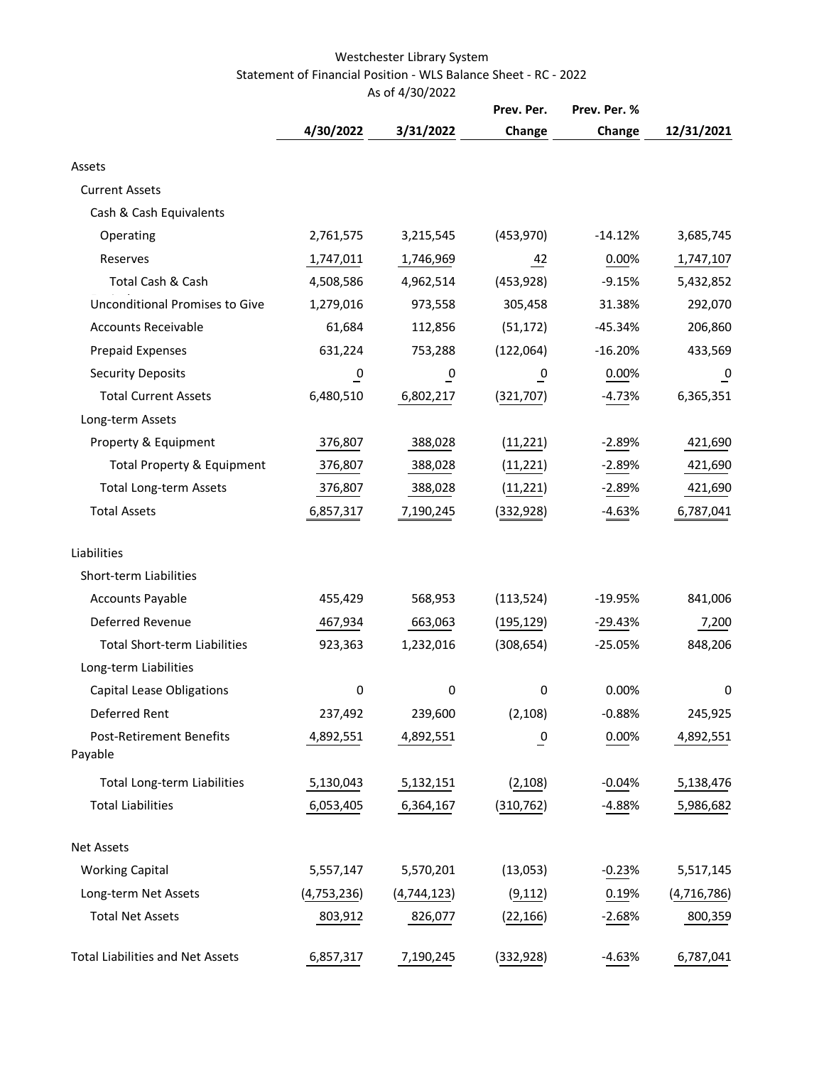Westchester Library System

Statement of Financial Position - WLS Balance Sheet - RC - 2022

As of 4/30/2022

| | 4/30/2022 | 3/31/2022 | Prev. Per. Change | Prev. Per. % Change | 12/31/2021 |
|---|---|---|---|---|---|
| Assets | | | | | |
| Current Assets | | | | | |
| Cash & Cash Equivalents | | | | | |
| Operating | 2,761,575 | 3,215,545 | (453,970) | -14.12% | 3,685,745 |
| Reserves | 1,747,011 | 1,746,969 | 42 | 0.00% | 1,747,107 |
| Total Cash & Cash | 4,508,586 | 4,962,514 | (453,928) | -9.15% | 5,432,852 |
| Unconditional Promises to Give | 1,279,016 | 973,558 | 305,458 | 31.38% | 292,070 |
| Accounts Receivable | 61,684 | 112,856 | (51,172) | -45.34% | 206,860 |
| Prepaid Expenses | 631,224 | 753,288 | (122,064) | -16.20% | 433,569 |
| Security Deposits | 0 | 0 | 0 | 0.00% | 0 |
| Total Current Assets | 6,480,510 | 6,802,217 | (321,707) | -4.73% | 6,365,351 |
| Long-term Assets | | | | | |
| Property & Equipment | 376,807 | 388,028 | (11,221) | -2.89% | 421,690 |
| Total Property & Equipment | 376,807 | 388,028 | (11,221) | -2.89% | 421,690 |
| Total Long-term Assets | 376,807 | 388,028 | (11,221) | -2.89% | 421,690 |
| Total Assets | 6,857,317 | 7,190,245 | (332,928) | -4.63% | 6,787,041 |
| Liabilities | | | | | |
| Short-term Liabilities | | | | | |
| Accounts Payable | 455,429 | 568,953 | (113,524) | -19.95% | 841,006 |
| Deferred Revenue | 467,934 | 663,063 | (195,129) | -29.43% | 7,200 |
| Total Short-term Liabilities | 923,363 | 1,232,016 | (308,654) | -25.05% | 848,206 |
| Long-term Liabilities | | | | | |
| Capital Lease Obligations | 0 | 0 | 0 | 0.00% | 0 |
| Deferred Rent | 237,492 | 239,600 | (2,108) | -0.88% | 245,925 |
| Post-Retirement Benefits Payable | 4,892,551 | 4,892,551 | 0 | 0.00% | 4,892,551 |
| Total Long-term Liabilities | 5,130,043 | 5,132,151 | (2,108) | -0.04% | 5,138,476 |
| Total Liabilities | 6,053,405 | 6,364,167 | (310,762) | -4.88% | 5,986,682 |
| Net Assets | | | | | |
| Working Capital | 5,557,147 | 5,570,201 | (13,053) | -0.23% | 5,517,145 |
| Long-term Net Assets | (4,753,236) | (4,744,123) | (9,112) | 0.19% | (4,716,786) |
| Total Net Assets | 803,912 | 826,077 | (22,166) | -2.68% | 800,359 |
| Total Liabilities and Net Assets | 6,857,317 | 7,190,245 | (332,928) | -4.63% | 6,787,041 |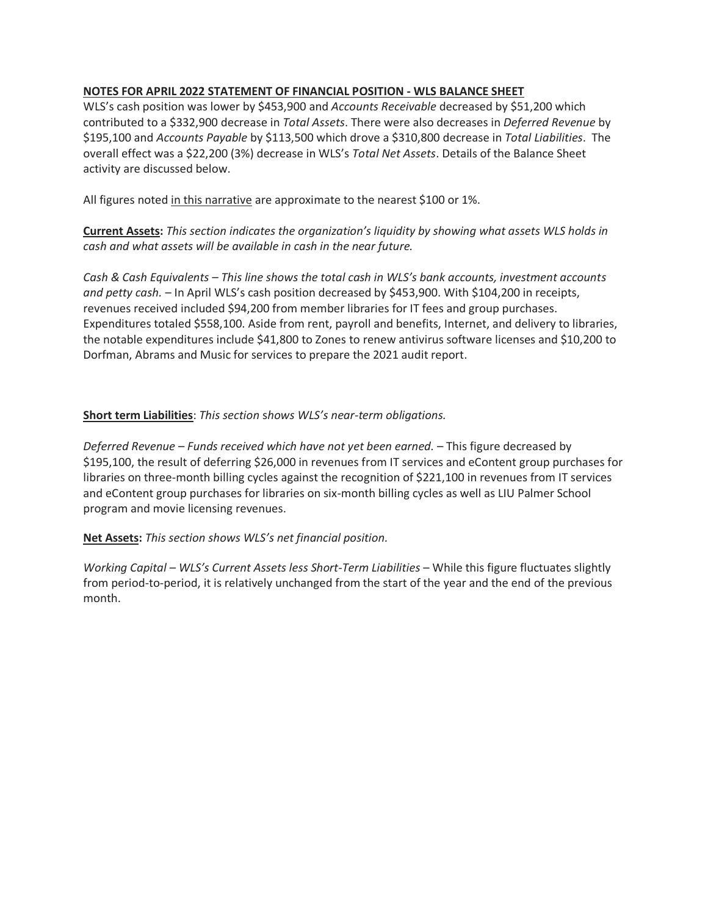**NOTES FOR APRIL 2022 STATEMENT OF FINANCIAL POSITION - WLS BALANCE SHEET**

WLS's cash position was lower by $453,900 and *Accounts Receivable* decreased by $51,200 which contributed to a $332,900 decrease in *Total Assets*. There were also decreases in *Deferred Revenue* by $195,100 and *Accounts Payable* by $113,500 which drove a $310,800 decrease in *Total Liabilities*. The overall effect was a $22,200 (3%) decrease in WLS's *Total Net Assets*. Details of the Balance Sheet activity are discussed below.

All figures noted <u>in this narrative</u> are approximate to the nearest $100 or 1%.

**<u>Current Assets</u>:** *This section indicates the organization's liquidity by showing what assets WLS holds in cash and what assets will be available in cash in the near future.*

*Cash & Cash Equivalents – This line shows the total cash in WLS's bank accounts, investment accounts and petty cash.* – In April WLS's cash position decreased by $453,900. With $104,200 in receipts, revenues received included $94,200 from member libraries for IT fees and group purchases. Expenditures totaled $558,100. Aside from rent, payroll and benefits, Internet, and delivery to libraries, the notable expenditures include $41,800 to Zones to renew antivirus software licenses and $10,200 to Dorfman, Abrams and Music for services to prepare the 2021 audit report.

**<u>Short term Liabilities</u>**: *This section shows WLS's near-term obligations.*

*Deferred Revenue – Funds received which have not yet been earned.* – This figure decreased by $195,100, the result of deferring $26,000 in revenues from IT services and eContent group purchases for libraries on three-month billing cycles against the recognition of $221,100 in revenues from IT services and eContent group purchases for libraries on six-month billing cycles as well as LIU Palmer School program and movie licensing revenues.

**<u>Net Assets</u>:** *This section shows WLS's net financial position.*

*Working Capital – WLS's Current Assets less Short-Term Liabilities* – While this figure fluctuates slightly from period-to-period, it is relatively unchanged from the start of the year and the end of the previous month.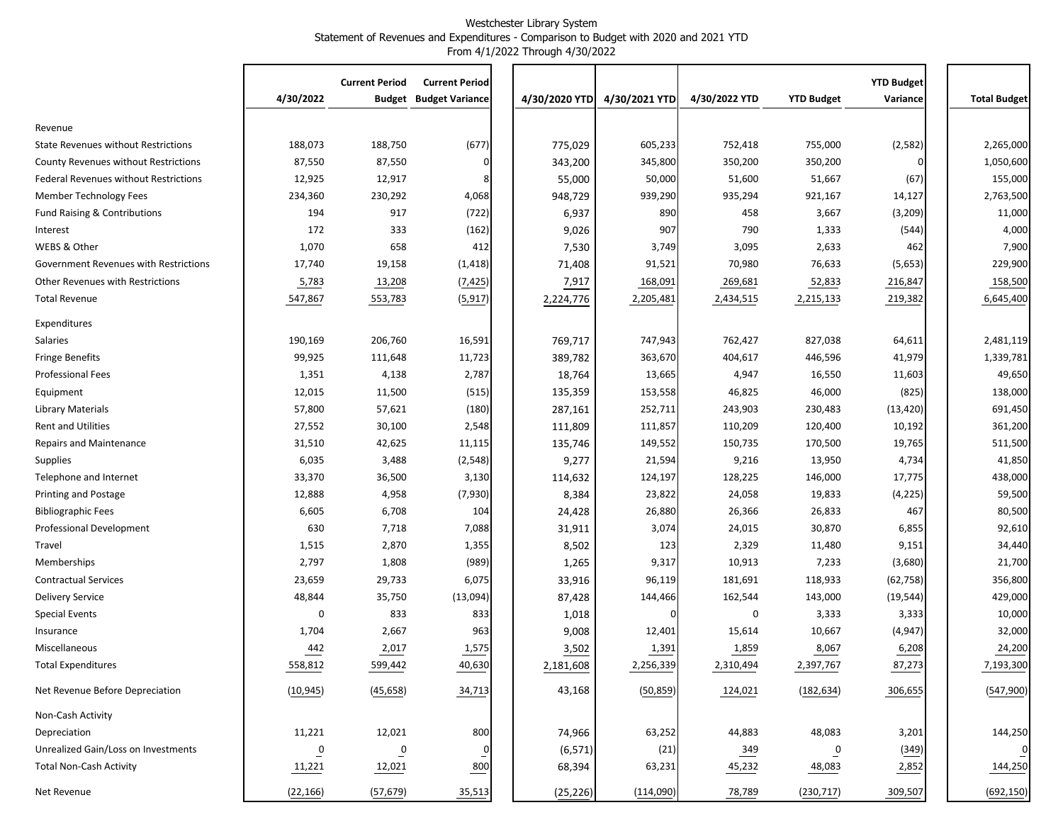# Westchester Library System

Statement of Revenues and Expenditures - Comparison to Budget with 2020 and 2021 YTD

From 4/1/2022 Through 4/30/2022

| | 4/30/2022 | Current Period Budget | Current Period Budget Variance | 4/30/2020 YTD | 4/30/2021 YTD | 4/30/2022 YTD | YTD Budget | YTD Budget Variance | Total Budget |
|---|---|---|---|---|---|---|---|---|---|
| **Revenue** | | | | | | | | | |
| State Revenues without Restrictions | 188,073 | 188,750 | (677) | 775,029 | 605,233 | 752,418 | 755,000 | (2,582) | 2,265,000 |
| County Revenues without Restrictions | 87,550 | 87,550 | 0 | 343,200 | 345,800 | 350,200 | 350,200 | 0 | 1,050,600 |
| Federal Revenues without Restrictions | 12,925 | 12,917 | 8 | 55,000 | 50,000 | 51,600 | 51,667 | (67) | 155,000 |
| Member Technology Fees | 234,360 | 230,292 | 4,068 | 948,729 | 939,290 | 935,294 | 921,167 | 14,127 | 2,763,500 |
| Fund Raising & Contributions | 194 | 917 | (722) | 6,937 | 890 | 458 | 3,667 | (3,209) | 11,000 |
| Interest | 172 | 333 | (162) | 9,026 | 907 | 790 | 1,333 | (544) | 4,000 |
| WEBS & Other | 1,070 | 658 | 412 | 7,530 | 3,749 | 3,095 | 2,633 | 462 | 7,900 |
| Government Revenues with Restrictions | 17,740 | 19,158 | (1,418) | 71,408 | 91,521 | 70,980 | 76,633 | (5,653) | 229,900 |
| Other Revenues with Restrictions | 5,783 | 13,208 | (7,425) | 7,917 | 168,091 | 269,681 | 52,833 | 216,847 | 158,500 |
| Total Revenue | 547,867 | 553,783 | (5,917) | 2,224,776 | 2,205,481 | 2,434,515 | 2,215,133 | 219,382 | 6,645,400 |
| **Expenditures** | | | | | | | | | |
| Salaries | 190,169 | 206,760 | 16,591 | 769,717 | 747,943 | 762,427 | 827,038 | 64,611 | 2,481,119 |
| Fringe Benefits | 99,925 | 111,648 | 11,723 | 389,782 | 363,670 | 404,617 | 446,596 | 41,979 | 1,339,781 |
| Professional Fees | 1,351 | 4,138 | 2,787 | 18,764 | 13,665 | 4,947 | 16,550 | 11,603 | 49,650 |
| Equipment | 12,015 | 11,500 | (515) | 135,359 | 153,558 | 46,825 | 46,000 | (825) | 138,000 |
| Library Materials | 57,800 | 57,621 | (180) | 287,161 | 252,711 | 243,903 | 230,483 | (13,420) | 691,450 |
| Rent and Utilities | 27,552 | 30,100 | 2,548 | 111,809 | 111,857 | 110,209 | 120,400 | 10,192 | 361,200 |
| Repairs and Maintenance | 31,510 | 42,625 | 11,115 | 135,746 | 149,552 | 150,735 | 170,500 | 19,765 | 511,500 |
| Supplies | 6,035 | 3,488 | (2,548) | 9,277 | 21,594 | 9,216 | 13,950 | 4,734 | 41,850 |
| Telephone and Internet | 33,370 | 36,500 | 3,130 | 114,632 | 124,197 | 128,225 | 146,000 | 17,775 | 438,000 |
| Printing and Postage | 12,888 | 4,958 | (7,930) | 8,384 | 23,822 | 24,058 | 19,833 | (4,225) | 59,500 |
| Bibliographic Fees | 6,605 | 6,708 | 104 | 24,428 | 26,880 | 26,366 | 26,833 | 467 | 80,500 |
| Professional Development | 630 | 7,718 | 7,088 | 31,911 | 3,074 | 24,015 | 30,870 | 6,855 | 92,610 |
| Travel | 1,515 | 2,870 | 1,355 | 8,502 | 123 | 2,329 | 11,480 | 9,151 | 34,440 |
| Memberships | 2,797 | 1,808 | (989) | 1,265 | 9,317 | 10,913 | 7,233 | (3,680) | 21,700 |
| Contractual Services | 23,659 | 29,733 | 6,075 | 33,916 | 96,119 | 181,691 | 118,933 | (62,758) | 356,800 |
| Delivery Service | 48,844 | 35,750 | (13,094) | 87,428 | 144,466 | 162,544 | 143,000 | (19,544) | 429,000 |
| Special Events | 0 | 833 | 833 | 1,018 | 0 | 0 | 3,333 | 3,333 | 10,000 |
| Insurance | 1,704 | 2,667 | 963 | 9,008 | 12,401 | 15,614 | 10,667 | (4,947) | 32,000 |
| Miscellaneous | 442 | 2,017 | 1,575 | 3,502 | 1,391 | 1,859 | 8,067 | 6,208 | 24,200 |
| Total Expenditures | 558,812 | 599,442 | 40,630 | 2,181,608 | 2,256,339 | 2,310,494 | 2,397,767 | 87,273 | 7,193,300 |
| Net Revenue Before Depreciation | (10,945) | (45,658) | 34,713 | 43,168 | (50,859) | 124,021 | (182,634) | 306,655 | (547,900) |
| **Non-Cash Activity** | | | | | | | | | |
| Depreciation | 11,221 | 12,021 | 800 | 74,966 | 63,252 | 44,883 | 48,083 | 3,201 | 144,250 |
| Unrealized Gain/Loss on Investments | 0 | 0 | 0 | (6,571) | (21) | 349 | 0 | (349) | 0 |
| Total Non-Cash Activity | 11,221 | 12,021 | 800 | 68,394 | 63,231 | 45,232 | 48,083 | 2,852 | 144,250 |
| Net Revenue | (22,166) | (57,679) | 35,513 | (25,226) | (114,090) | 78,789 | (230,717) | 309,507 | (692,150) |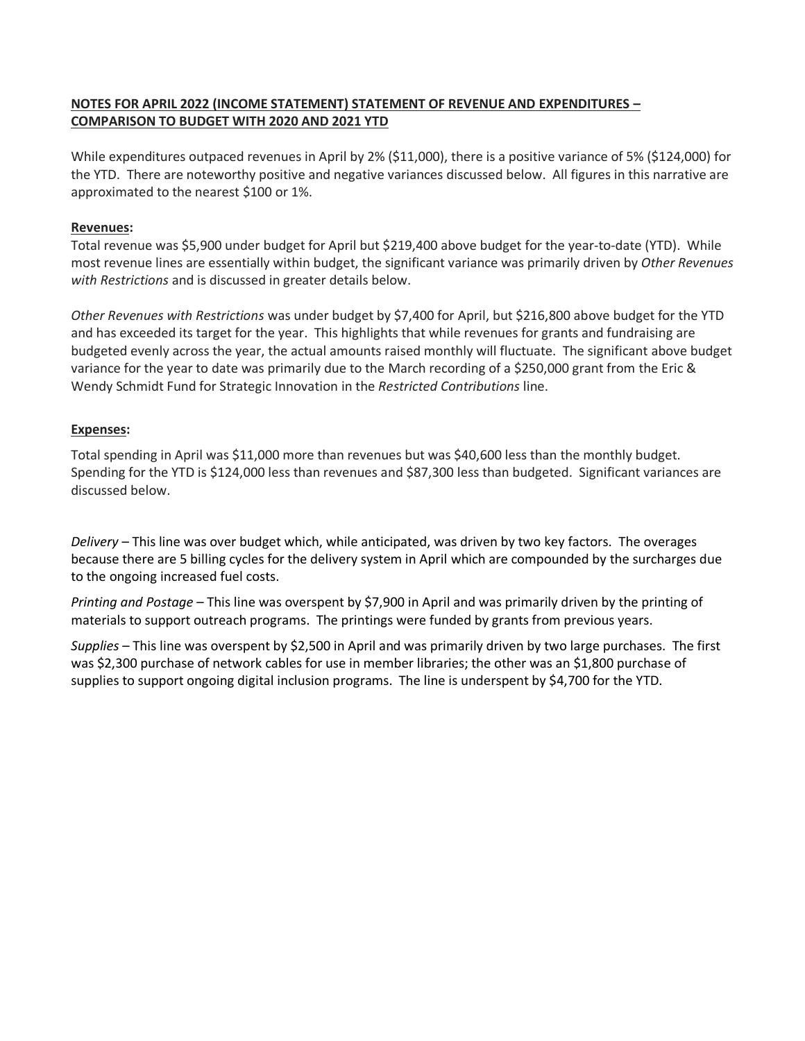**NOTES FOR APRIL 2022 (INCOME STATEMENT) STATEMENT OF REVENUE AND EXPENDITURES – COMPARISON TO BUDGET WITH 2020 AND 2021 YTD**

While expenditures outpaced revenues in April by 2% ($11,000), there is a positive variance of 5% ($124,000) for the YTD. There are noteworthy positive and negative variances discussed below. All figures in this narrative are approximated to the nearest $100 or 1%.

**Revenues:**

Total revenue was $5,900 under budget for April but $219,400 above budget for the year-to-date (YTD). While most revenue lines are essentially within budget, the significant variance was primarily driven by *Other Revenues with Restrictions* and is discussed in greater details below.

*Other Revenues with Restrictions* was under budget by $7,400 for April, but $216,800 above budget for the YTD and has exceeded its target for the year. This highlights that while revenues for grants and fundraising are budgeted evenly across the year, the actual amounts raised monthly will fluctuate. The significant above budget variance for the year to date was primarily due to the March recording of a $250,000 grant from the Eric & Wendy Schmidt Fund for Strategic Innovation in the *Restricted Contributions* line.

**Expenses:**

Total spending in April was $11,000 more than revenues but was $40,600 less than the monthly budget. Spending for the YTD is $124,000 less than revenues and $87,300 less than budgeted. Significant variances are discussed below.

*Delivery* – This line was over budget which, while anticipated, was driven by two key factors. The overages because there are 5 billing cycles for the delivery system in April which are compounded by the surcharges due to the ongoing increased fuel costs.

*Printing and Postage* – This line was overspent by $7,900 in April and was primarily driven by the printing of materials to support outreach programs. The printings were funded by grants from previous years.

*Supplies* – This line was overspent by $2,500 in April and was primarily driven by two large purchases. The first was $2,300 purchase of network cables for use in member libraries; the other was an $1,800 purchase of supplies to support ongoing digital inclusion programs. The line is underspent by $4,700 for the YTD.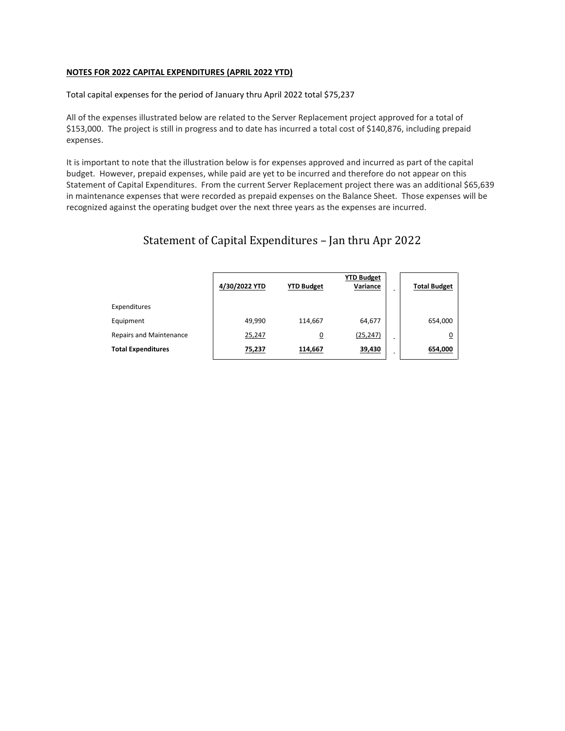**NOTES FOR 2022 CAPITAL EXPENDITURES (APRIL 2022 YTD)**

Total capital expenses for the period of January thru April 2022 total $75,237

All of the expenses illustrated below are related to the Server Replacement project approved for a total of $153,000. The project is still in progress and to date has incurred a total cost of $140,876, including prepaid expenses.

It is important to note that the illustration below is for expenses approved and incurred as part of the capital budget. However, prepaid expenses, while paid are yet to be incurred and therefore do not appear on this Statement of Capital Expenditures. From the current Server Replacement project there was an additional $65,639 in maintenance expenses that were recorded as prepaid expenses on the Balance Sheet. Those expenses will be recognized against the operating budget over the next three years as the expenses are incurred.

## Statement of Capital Expenditures – Jan thru Apr 2022

| | 4/30/2022 YTD | YTD Budget | YTD Budget Variance | Total Budget |
|---|---|---|---|---|
| Expenditures | | | | |
| Equipment | 49,990 | 114,667 | 64,677 | 654,000 |
| Repairs and Maintenance | 25,247 | 0 | (25,247) | 0 |
| **Total Expenditures** | **75,237** | **114,667** | **39,430** | **654,000** |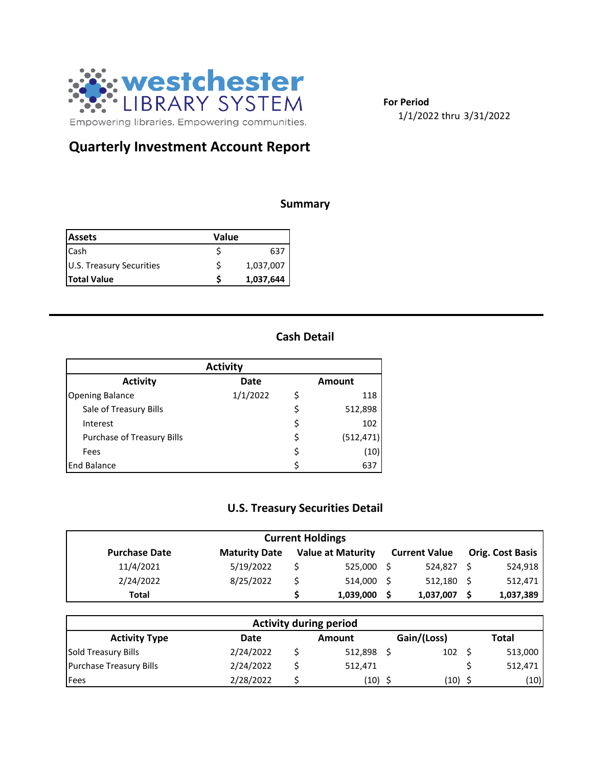westchester LIBRARY SYSTEM

Empowering libraries. Empowering communities.

**For Period**
1/1/2022 thru 3/31/2022

# Quarterly Investment Account Report

## Summary

| Assets | Value |
|---|---|
| Cash | $ 637 |
| U.S. Treasury Securities | $ 1,037,007 |
| **Total Value** | **$ 1,037,644** |

## Cash Detail

| Activity | | |
|---|---|---|
| **Activity** | **Date** | **Amount** |
| Opening Balance | 1/1/2022 | $ 118 |
| Sale of Treasury Bills | | $ 512,898 |
| Interest | | $ 102 |
| Purchase of Treasury Bills | | $ (512,471) |
| Fees | | $ (10) |
| End Balance | | $ 637 |

## U.S. Treasury Securities Detail

| Current Holdings | | | | |
|---|---|---|---|---|
| **Purchase Date** | **Maturity Date** | **Value at Maturity** | **Current Value** | **Orig. Cost Basis** |
| 11/4/2021 | 5/19/2022 | $ 525,000 | $ 524,827 | $ 524,918 |
| 2/24/2022 | 8/25/2022 | $ 514,000 | $ 512,180 | $ 512,471 |
| **Total** | | **$ 1,039,000** | **$ 1,037,007** | **$ 1,037,389** |

| Activity during period | | | | |
|---|---|---|---|---|
| **Activity Type** | **Date** | **Amount** | **Gain/(Loss)** | **Total** |
| Sold Treasury Bills | 2/24/2022 | $ 512,898 | $ 102 | $ 513,000 |
| Purchase Treasury Bills | 2/24/2022 | $ 512,471 | | $ 512,471 |
| Fees | 2/28/2022 | $ (10) | $ (10) | $ (10) |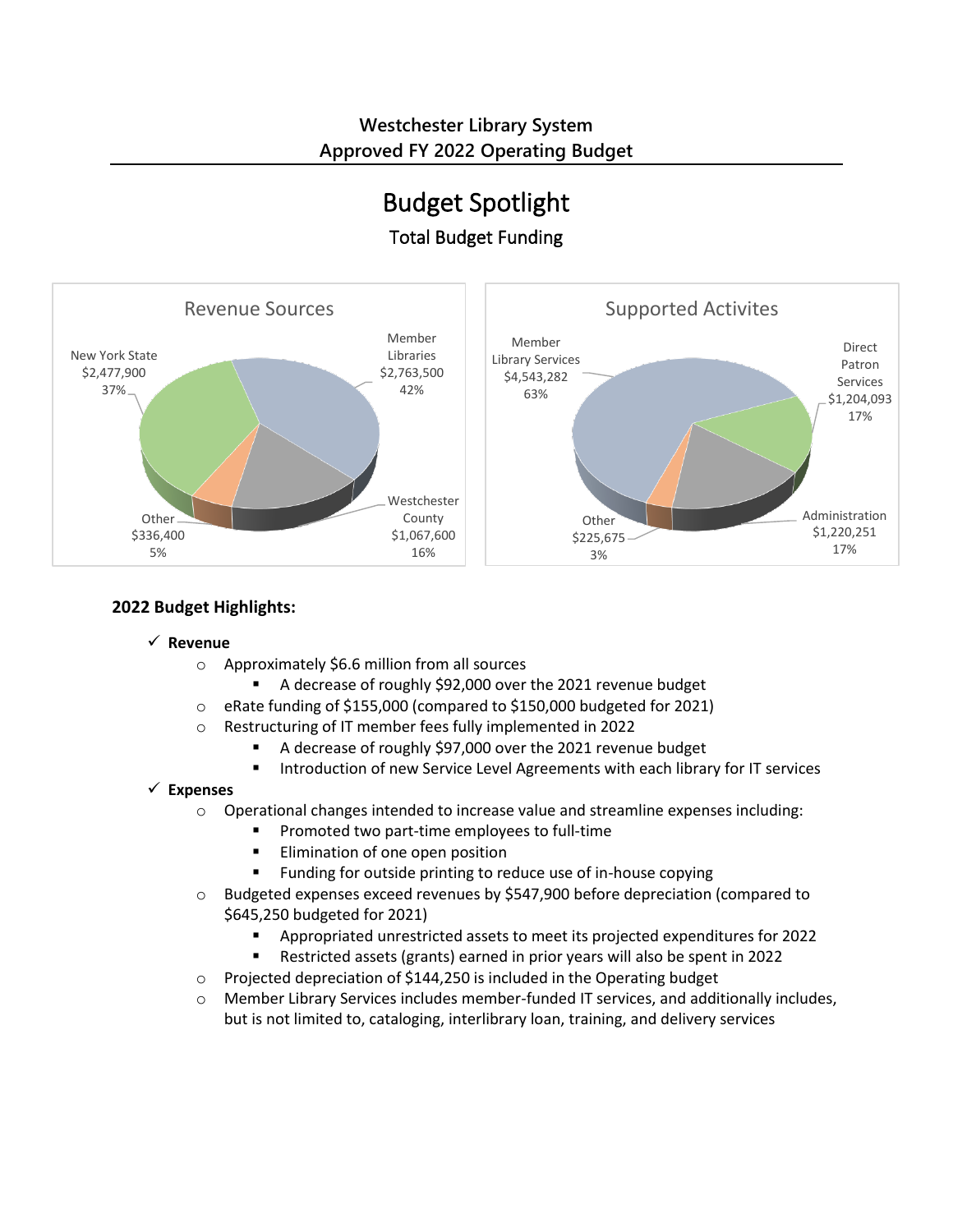**Westchester Library System**
**Approved FY 2022 Operating Budget**

# Budget Spotlight

## Total Budget Funding

Revenue Sources

New York State
$2,477,900
37%

Member Libraries
$2,763,500
42%

Westchester County
$1,067,600
16%

Other
$336,400
5%

Supported Activites

Member Library Services
$4,543,282
63%

Direct Patron Services
$1,204,093
17%

Administration
$1,220,251
17%

Other
$225,675
3%

### 2022 Budget Highlights:

- ✓ **Revenue**
  - Approximately $6.6 million from all sources
    - A decrease of roughly $92,000 over the 2021 revenue budget
  - eRate funding of $155,000 (compared to $150,000 budgeted for 2021)
  - Restructuring of IT member fees fully implemented in 2022
    - A decrease of roughly $97,000 over the 2021 revenue budget
    - Introduction of new Service Level Agreements with each library for IT services
- ✓ **Expenses**
  - Operational changes intended to increase value and streamline expenses including:
    - Promoted two part-time employees to full-time
    - Elimination of one open position
    - Funding for outside printing to reduce use of in-house copying
  - Budgeted expenses exceed revenues by $547,900 before depreciation (compared to $645,250 budgeted for 2021)
    - Appropriated unrestricted assets to meet its projected expenditures for 2022
    - Restricted assets (grants) earned in prior years will also be spent in 2022
  - Projected depreciation of $144,250 is included in the Operating budget
  - Member Library Services includes member-funded IT services, and additionally includes, but is not limited to, cataloging, interlibrary loan, training, and delivery services